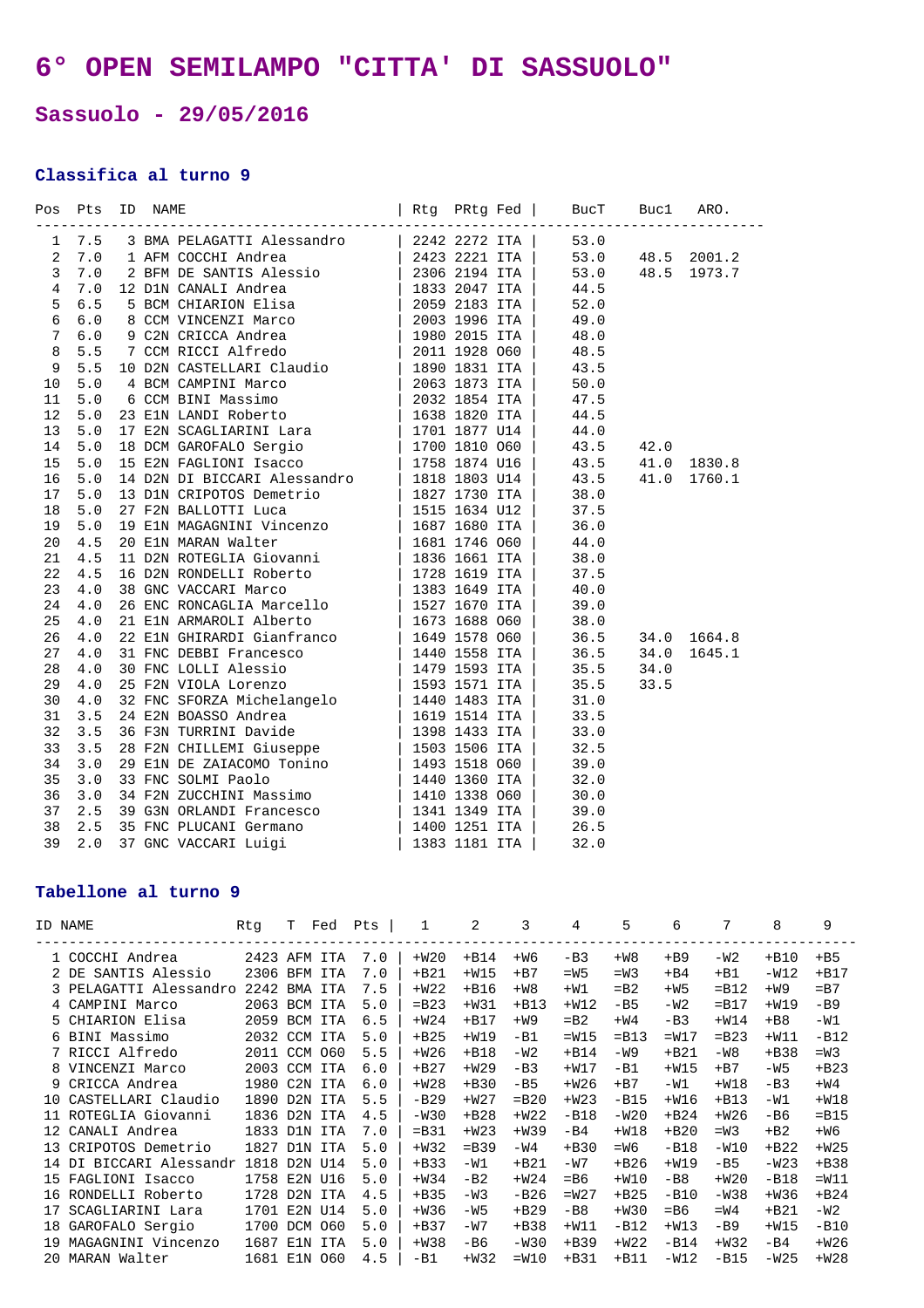# 6° OPEN SEMILAMPO "CITTA' DI SASSUOLO"

## Sassuolo - 29/05/2016

### Classifica al turno 9

| Pos | Pts | ID | NAME | Rtg | PRtg | Fed | BucT | Buc1 | ARO. |
|---|---|---|---|---|---|---|---|---|---|
| 1 | 7.5 | 3 | BMA PELAGATTI Alessandro | 2242 | 2272 | ITA | 53.0 | | |
| 2 | 7.0 | 1 | AFM COCCHI Andrea | 2423 | 2221 | ITA | 53.0 | 48.5 | 2001.2 |
| 3 | 7.0 | 2 | BFM DE SANTIS Alessio | 2306 | 2194 | ITA | 53.0 | 48.5 | 1973.7 |
| 4 | 7.0 | 12 | D1N CANALI Andrea | 1833 | 2047 | ITA | 44.5 | | |
| 5 | 6.5 | 5 | BCM CHIARION Elisa | 2059 | 2183 | ITA | 52.0 | | |
| 6 | 6.0 | 8 | CCM VINCENZI Marco | 2003 | 1996 | ITA | 49.0 | | |
| 7 | 6.0 | 9 | C2N CRICCA Andrea | 1980 | 2015 | ITA | 48.0 | | |
| 8 | 5.5 | 7 | CCM RICCI Alfredo | 2011 | 1928 | O60 | 48.5 | | |
| 9 | 5.5 | 10 | D2N CASTELLARI Claudio | 1890 | 1831 | ITA | 43.5 | | |
| 10 | 5.0 | 4 | BCM CAMPINI Marco | 2063 | 1873 | ITA | 50.0 | | |
| 11 | 5.0 | 6 | CCM BINI Massimo | 2032 | 1854 | ITA | 47.5 | | |
| 12 | 5.0 | 23 | E1N LANDI Roberto | 1638 | 1820 | ITA | 44.5 | | |
| 13 | 5.0 | 17 | E2N SCAGLIARINI Lara | 1701 | 1877 | U14 | 44.0 | | |
| 14 | 5.0 | 18 | DCM GAROFALO Sergio | 1700 | 1810 | O60 | 43.5 | 42.0 | |
| 15 | 5.0 | 15 | E2N FAGLIONI Isacco | 1758 | 1874 | U16 | 43.5 | 41.0 | 1830.8 |
| 16 | 5.0 | 14 | D2N DI BICCARI Alessandro | 1818 | 1803 | U14 | 43.5 | 41.0 | 1760.1 |
| 17 | 5.0 | 13 | D1N CRIPOTOS Demetrio | 1827 | 1730 | ITA | 38.0 | | |
| 18 | 5.0 | 27 | F2N BALLOTTI Luca | 1515 | 1634 | U12 | 37.5 | | |
| 19 | 5.0 | 19 | E1N MAGAGNINI Vincenzo | 1687 | 1680 | ITA | 36.0 | | |
| 20 | 4.5 | 20 | E1N MARAN Walter | 1681 | 1746 | O60 | 44.0 | | |
| 21 | 4.5 | 11 | D2N ROTEGLIA Giovanni | 1836 | 1661 | ITA | 38.0 | | |
| 22 | 4.5 | 16 | D2N RONDELLI Roberto | 1728 | 1619 | ITA | 37.5 | | |
| 23 | 4.0 | 38 | GNC VACCARI Marco | 1383 | 1649 | ITA | 40.0 | | |
| 24 | 4.0 | 26 | ENC RONCAGLIA Marcello | 1527 | 1670 | ITA | 39.0 | | |
| 25 | 4.0 | 21 | E1N ARMAROLI Alberto | 1673 | 1688 | O60 | 38.0 | | |
| 26 | 4.0 | 22 | E1N GHIRARDI Gianfranco | 1649 | 1578 | O60 | 36.5 | 34.0 | 1664.8 |
| 27 | 4.0 | 31 | FNC DEBBI Francesco | 1440 | 1558 | ITA | 36.5 | 34.0 | 1645.1 |
| 28 | 4.0 | 30 | FNC LOLLI Alessio | 1479 | 1593 | ITA | 35.5 | 34.0 | |
| 29 | 4.0 | 25 | F2N VIOLA Lorenzo | 1593 | 1571 | ITA | 35.5 | 33.5 | |
| 30 | 4.0 | 32 | FNC SFORZA Michelangelo | 1440 | 1483 | ITA | 31.0 | | |
| 31 | 3.5 | 24 | E2N BOASSO Andrea | 1619 | 1514 | ITA | 33.5 | | |
| 32 | 3.5 | 36 | F3N TURRINI Davide | 1398 | 1433 | ITA | 33.0 | | |
| 33 | 3.5 | 28 | F2N CHILLEMI Giuseppe | 1503 | 1506 | ITA | 32.5 | | |
| 34 | 3.0 | 29 | E1N DE ZAIACOMO Tonino | 1493 | 1518 | O60 | 39.0 | | |
| 35 | 3.0 | 33 | FNC SOLMI Paolo | 1440 | 1360 | ITA | 32.0 | | |
| 36 | 3.0 | 34 | F2N ZUCCHINI Massimo | 1410 | 1338 | O60 | 30.0 | | |
| 37 | 2.5 | 39 | G3N ORLANDI Francesco | 1341 | 1349 | ITA | 39.0 | | |
| 38 | 2.5 | 35 | FNC PLUCANI Germano | 1400 | 1251 | ITA | 26.5 | | |
| 39 | 2.0 | 37 | GNC VACCARI Luigi | 1383 | 1181 | ITA | 32.0 | | |

### Tabellone al turno 9

| ID | NAME | Rtg | T | Fed | Pts | 1 | 2 | 3 | 4 | 5 | 6 | 7 | 8 | 9 |
|---|---|---|---|---|---|---|---|---|---|---|---|---|---|---|
| 1 | COCCHI Andrea | 2423 | AFM | ITA | 7.0 | +W20 | +B14 | +W6 | -B3 | +W8 | +B9 | -W2 | +B10 | +B5 |
| 2 | DE SANTIS Alessio | 2306 | BFM | ITA | 7.0 | +B21 | +W15 | +B7 | =W5 | =W3 | +B4 | +B1 | -W12 | +B17 |
| 3 | PELAGATTI Alessandro | 2242 | BMA | ITA | 7.5 | +W22 | +B16 | +W8 | +W1 | =B2 | +W5 | =B12 | +W9 | =B7 |
| 4 | CAMPINI Marco | 2063 | BCM | ITA | 5.0 | =B23 | +W31 | +B13 | +W12 | -B5 | -W2 | =B17 | +W19 | -B9 |
| 5 | CHIARION Elisa | 2059 | BCM | ITA | 6.5 | +W24 | +B17 | +W9 | =B2 | +W4 | -B3 | +W14 | +B8 | -W1 |
| 6 | BINI Massimo | 2032 | CCM | ITA | 5.0 | +B25 | +W19 | -B1 | =W15 | =B13 | =W17 | =B23 | +W11 | -B12 |
| 7 | RICCI Alfredo | 2011 | CCM | O60 | 5.5 | +W26 | +B18 | -W2 | +B14 | -W9 | +B21 | -W8 | +B38 | =W3 |
| 8 | VINCENZI Marco | 2003 | CCM | ITA | 6.0 | +B27 | +W29 | -B3 | +W17 | -B1 | +W15 | +B7 | -W5 | +B23 |
| 9 | CRICCA Andrea | 1980 | C2N | ITA | 6.0 | +W28 | +B30 | -B5 | +W26 | +B7 | -W1 | +W18 | -B3 | +W4 |
| 10 | CASTELLARI Claudio | 1890 | D2N | ITA | 5.5 | -B29 | +W27 | =B20 | +W23 | -B15 | +W16 | +B13 | -W1 | +W18 |
| 11 | ROTEGLIA Giovanni | 1836 | D2N | ITA | 4.5 | -W30 | +B28 | +W22 | -B18 | -W20 | +B24 | +W26 | -B6 | =B15 |
| 12 | CANALI Andrea | 1833 | D1N | ITA | 7.0 | =B31 | +W23 | +W39 | -B4 | +W18 | +B20 | =W3 | +B2 | +W6 |
| 13 | CRIPOTOS Demetrio | 1827 | D1N | ITA | 5.0 | +W32 | =B39 | -W4 | +B30 | =W6 | -B18 | -W10 | +B22 | +W25 |
| 14 | DI BICCARI Alessandr | 1818 | D2N | U14 | 5.0 | +B33 | -W1 | +B21 | -W7 | +B26 | +W19 | -B5 | -W23 | +B38 |
| 15 | FAGLIONI Isacco | 1758 | E2N | U16 | 5.0 | +W34 | -B2 | +W24 | =B6 | +W10 | -B8 | +W20 | -B18 | =W11 |
| 16 | RONDELLI Roberto | 1728 | D2N | ITA | 4.5 | +B35 | -W3 | -B26 | =W27 | +B25 | -B10 | -W38 | +W36 | +B24 |
| 17 | SCAGLIARINI Lara | 1701 | E2N | U14 | 5.0 | +W36 | -W5 | +B29 | -B8 | +W30 | =B6 | =W4 | +B21 | -W2 |
| 18 | GAROFALO Sergio | 1700 | DCM | O60 | 5.0 | +B37 | -W7 | +B38 | +W11 | -B12 | +W13 | -B9 | +W15 | -B10 |
| 19 | MAGAGNINI Vincenzo | 1687 | E1N | ITA | 5.0 | +W38 | -B6 | -W30 | +B39 | +W22 | -B14 | +W32 | -B4 | +W26 |
| 20 | MARAN Walter | 1681 | E1N | O60 | 4.5 | -B1 | +W32 | =W10 | +B31 | +B11 | -W12 | -B15 | -W25 | +W28 |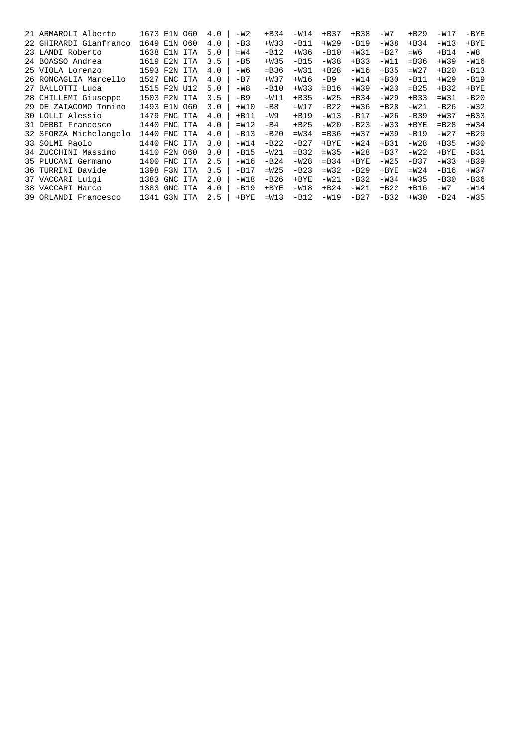| | | | | | | | | | | | | | | | |
|---|---|---|---|---|---|---|---|---|---|---|---|---|---|---|---|
| 21 | ARMAROLI Alberto | 1673 | E1N | O60 | 4.0 | -W2 | +B34 | -W14 | +B37 | +B38 | -W7 | +B29 | -W17 | -BYE |
| 22 | GHIRARDI Gianfranco | 1649 | E1N | O60 | 4.0 | -B3 | +W33 | -B11 | +W29 | -B19 | -W38 | +B34 | -W13 | +BYE |
| 23 | LANDI Roberto | 1638 | E1N | ITA | 5.0 | =W4 | -B12 | +W36 | -B10 | +W31 | +B27 | =W6 | +B14 | -W8 |
| 24 | BOASSO Andrea | 1619 | E2N | ITA | 3.5 | -B5 | +W35 | -B15 | -W38 | +B33 | -W11 | =B36 | +W39 | -W16 |
| 25 | VIOLA Lorenzo | 1593 | F2N | ITA | 4.0 | -W6 | =B36 | -W31 | +B28 | -W16 | +B35 | =W27 | +B20 | -B13 |
| 26 | RONCAGLIA Marcello | 1527 | ENC | ITA | 4.0 | -B7 | +W37 | +W16 | -B9 | -W14 | +B30 | -B11 | +W29 | -B19 |
| 27 | BALLOTTI Luca | 1515 | F2N | U12 | 5.0 | -W8 | -B10 | +W33 | =B16 | +W39 | -W23 | =B25 | +B32 | +BYE |
| 28 | CHILLEMI Giuseppe | 1503 | F2N | ITA | 3.5 | -B9 | -W11 | +B35 | -W25 | +B34 | -W29 | +B33 | =W31 | -B20 |
| 29 | DE ZAIACOMO Tonino | 1493 | E1N | O60 | 3.0 | +W10 | -B8 | -W17 | -B22 | +W36 | +B28 | -W21 | -B26 | -W32 |
| 30 | LOLLI Alessio | 1479 | FNC | ITA | 4.0 | +B11 | -W9 | +B19 | -W13 | -B17 | -W26 | -B39 | +W37 | +B33 |
| 31 | DEBBI Francesco | 1440 | FNC | ITA | 4.0 | =W12 | -B4 | +B25 | -W20 | -B23 | -W33 | +BYE | =B28 | +W34 |
| 32 | SFORZA Michelangelo | 1440 | FNC | ITA | 4.0 | -B13 | -B20 | =W34 | =B36 | +W37 | +W39 | -B19 | -W27 | +B29 |
| 33 | SOLMI Paolo | 1440 | FNC | ITA | 3.0 | -W14 | -B22 | -B27 | +BYE | -W24 | +B31 | -W28 | +B35 | -W30 |
| 34 | ZUCCHINI Massimo | 1410 | F2N | O60 | 3.0 | -B15 | -W21 | =B32 | =W35 | -W28 | +B37 | -W22 | +BYE | -B31 |
| 35 | PLUCANI Germano | 1400 | FNC | ITA | 2.5 | -W16 | -B24 | -W28 | =B34 | +BYE | -W25 | -B37 | -W33 | +B39 |
| 36 | TURRINI Davide | 1398 | F3N | ITA | 3.5 | -B17 | =W25 | -B23 | =W32 | -B29 | +BYE | =W24 | -B16 | +W37 |
| 37 | VACCARI Luigi | 1383 | GNC | ITA | 2.0 | -W18 | -B26 | +BYE | -W21 | -B32 | -W34 | +W35 | -B30 | -B36 |
| 38 | VACCARI Marco | 1383 | GNC | ITA | 4.0 | -B19 | +BYE | -W18 | +B24 | -W21 | +B22 | +B16 | -W7 | -W14 |
| 39 | ORLANDI Francesco | 1341 | G3N | ITA | 2.5 | +BYE | =W13 | -B12 | -W19 | -B27 | -B32 | +W30 | -B24 | -W35 |